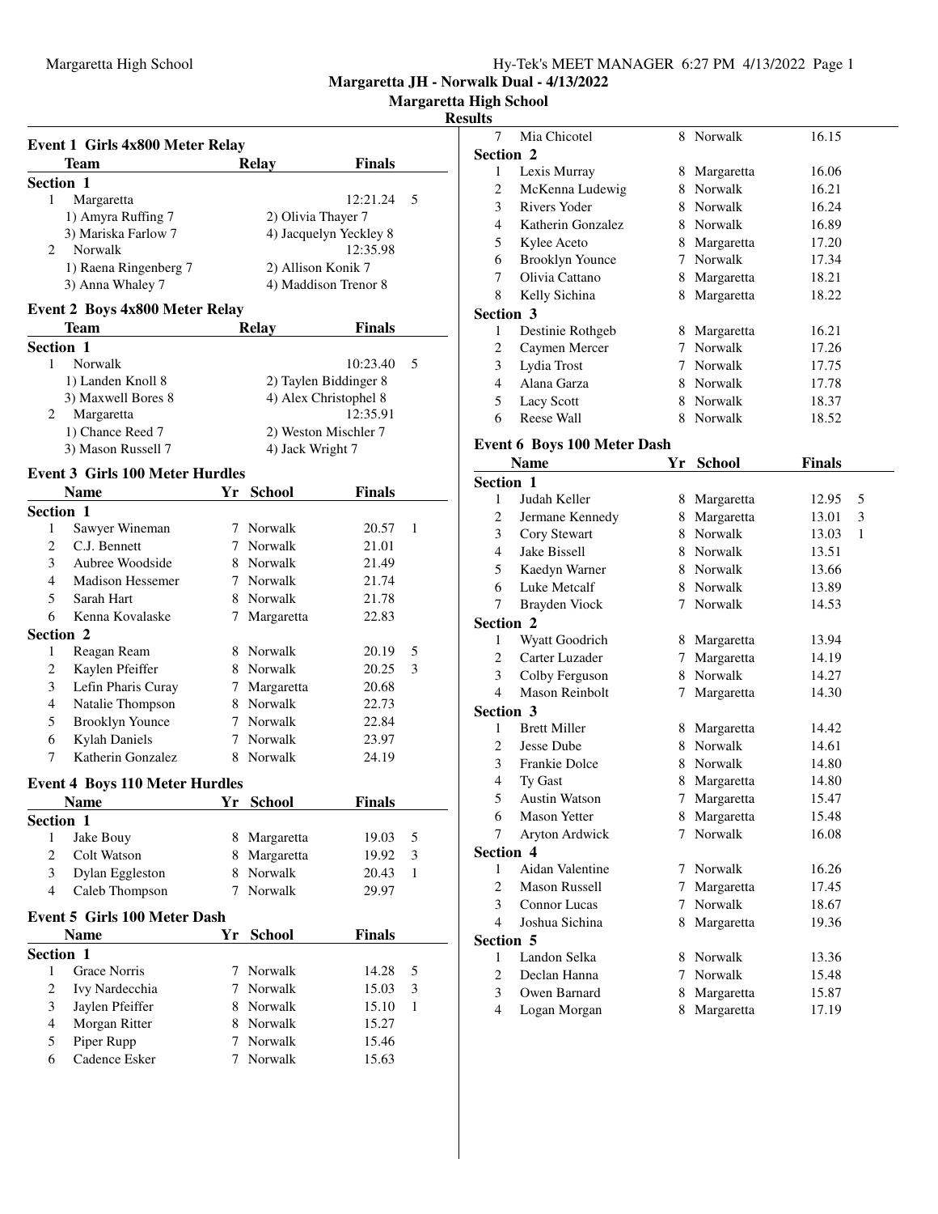# Margaretta JH - Norwalk Dual - 4/13/2022

## Margaretta High School

### Results

#### Event 1 Girls 4x800 Meter Relay

| | Team | Relay | Finals | |
|---|---|---|---|---|
| **Section 1** | | | | |
| 1 | Margaretta | | 12:21.24 | 5 |
| | 1) Amyra Ruffing 7 | 2) Olivia Thayer 7 | | |
| | 3) Mariska Farlow 7 | 4) Jacquelyn Yeckley 8 | | |
| 2 | Norwalk | | 12:35.98 | |
| | 1) Raena Ringenberg 7 | 2) Allison Konik 7 | | |
| | 3) Anna Whaley 7 | 4) Maddison Trenor 8 | | |

#### Event 2 Boys 4x800 Meter Relay

| | Team | Relay | Finals | |
|---|---|---|---|---|
| **Section 1** | | | | |
| 1 | Norwalk | | 10:23.40 | 5 |
| | 1) Landen Knoll 8 | 2) Taylen Biddinger 8 | | |
| | 3) Maxwell Bores 8 | 4) Alex Christophel 8 | | |
| 2 | Margaretta | | 12:35.91 | |
| | 1) Chance Reed 7 | 2) Weston Mischler 7 | | |
| | 3) Mason Russell 7 | 4) Jack Wright 7 | | |

#### Event 3 Girls 100 Meter Hurdles

| | Name | Yr | School | Finals | |
|---|---|---|---|---|---|
| **Section 1** | | | | | |
| 1 | Sawyer Wineman | 7 | Norwalk | 20.57 | 1 |
| 2 | C.J. Bennett | 7 | Norwalk | 21.01 | |
| 3 | Aubree Woodside | 8 | Norwalk | 21.49 | |
| 4 | Madison Hessemer | 7 | Norwalk | 21.74 | |
| 5 | Sarah Hart | 8 | Norwalk | 21.78 | |
| 6 | Kenna Kovalaske | 7 | Margaretta | 22.83 | |
| **Section 2** | | | | | |
| 1 | Reagan Ream | 8 | Norwalk | 20.19 | 5 |
| 2 | Kaylen Pfeiffer | 8 | Norwalk | 20.25 | 3 |
| 3 | Lefin Pharis Curay | 7 | Margaretta | 20.68 | |
| 4 | Natalie Thompson | 8 | Norwalk | 22.73 | |
| 5 | Brooklyn Younce | 7 | Norwalk | 22.84 | |
| 6 | Kylah Daniels | 7 | Norwalk | 23.97 | |
| 7 | Katherin Gonzalez | 8 | Norwalk | 24.19 | |

#### Event 4 Boys 110 Meter Hurdles

| | Name | Yr | School | Finals | |
|---|---|---|---|---|---|
| **Section 1** | | | | | |
| 1 | Jake Bouy | 8 | Margaretta | 19.03 | 5 |
| 2 | Colt Watson | 8 | Margaretta | 19.92 | 3 |
| 3 | Dylan Eggleston | 8 | Norwalk | 20.43 | 1 |
| 4 | Caleb Thompson | 7 | Norwalk | 29.97 | |

#### Event 5 Girls 100 Meter Dash

| | Name | Yr | School | Finals | |
|---|---|---|---|---|---|
| **Section 1** | | | | | |
| 1 | Grace Norris | 7 | Norwalk | 14.28 | 5 |
| 2 | Ivy Nardecchia | 7 | Norwalk | 15.03 | 3 |
| 3 | Jaylen Pfeiffer | 8 | Norwalk | 15.10 | 1 |
| 4 | Morgan Ritter | 8 | Norwalk | 15.27 | |
| 5 | Piper Rupp | 7 | Norwalk | 15.46 | |
| 6 | Cadence Esker | 7 | Norwalk | 15.63 | |
| 7 | Mia Chicotel | 8 | Norwalk | 16.15 | |
| **Section 2** | | | | | |
| 1 | Lexis Murray | 8 | Margaretta | 16.06 | |
| 2 | McKenna Ludewig | 8 | Norwalk | 16.21 | |
| 3 | Rivers Yoder | 8 | Norwalk | 16.24 | |
| 4 | Katherin Gonzalez | 8 | Norwalk | 16.89 | |
| 5 | Kylee Aceto | 8 | Margaretta | 17.20 | |
| 6 | Brooklyn Younce | 7 | Norwalk | 17.34 | |
| 7 | Olivia Cattano | 8 | Margaretta | 18.21 | |
| 8 | Kelly Sichina | 8 | Margaretta | 18.22 | |
| **Section 3** | | | | | |
| 1 | Destinie Rothgeb | 8 | Margaretta | 16.21 | |
| 2 | Caymen Mercer | 7 | Norwalk | 17.26 | |
| 3 | Lydia Trost | 7 | Norwalk | 17.75 | |
| 4 | Alana Garza | 8 | Norwalk | 17.78 | |
| 5 | Lacy Scott | 8 | Norwalk | 18.37 | |
| 6 | Reese Wall | 8 | Norwalk | 18.52 | |

#### Event 6 Boys 100 Meter Dash

| | Name | Yr | School | Finals | |
|---|---|---|---|---|---|
| **Section 1** | | | | | |
| 1 | Judah Keller | 8 | Margaretta | 12.95 | 5 |
| 2 | Jermane Kennedy | 8 | Margaretta | 13.01 | 3 |
| 3 | Cory Stewart | 8 | Norwalk | 13.03 | 1 |
| 4 | Jake Bissell | 8 | Norwalk | 13.51 | |
| 5 | Kaedyn Warner | 8 | Norwalk | 13.66 | |
| 6 | Luke Metcalf | 8 | Norwalk | 13.89 | |
| 7 | Brayden Viock | 7 | Norwalk | 14.53 | |
| **Section 2** | | | | | |
| 1 | Wyatt Goodrich | 8 | Margaretta | 13.94 | |
| 2 | Carter Luzader | 7 | Margaretta | 14.19 | |
| 3 | Colby Ferguson | 8 | Norwalk | 14.27 | |
| 4 | Mason Reinbolt | 7 | Margaretta | 14.30 | |
| **Section 3** | | | | | |
| 1 | Brett Miller | 8 | Margaretta | 14.42 | |
| 2 | Jesse Dube | 8 | Norwalk | 14.61 | |
| 3 | Frankie Dolce | 8 | Norwalk | 14.80 | |
| 4 | Ty Gast | 8 | Margaretta | 14.80 | |
| 5 | Austin Watson | 7 | Margaretta | 15.47 | |
| 6 | Mason Yetter | 8 | Margaretta | 15.48 | |
| 7 | Aryton Ardwick | 7 | Norwalk | 16.08 | |
| **Section 4** | | | | | |
| 1 | Aidan Valentine | 7 | Norwalk | 16.26 | |
| 2 | Mason Russell | 7 | Margaretta | 17.45 | |
| 3 | Connor Lucas | 7 | Norwalk | 18.67 | |
| 4 | Joshua Sichina | 8 | Margaretta | 19.36 | |
| **Section 5** | | | | | |
| 1 | Landon Selka | 8 | Norwalk | 13.36 | |
| 2 | Declan Hanna | 7 | Norwalk | 15.48 | |
| 3 | Owen Barnard | 8 | Margaretta | 15.87 | |
| 4 | Logan Morgan | 8 | Margaretta | 17.19 | |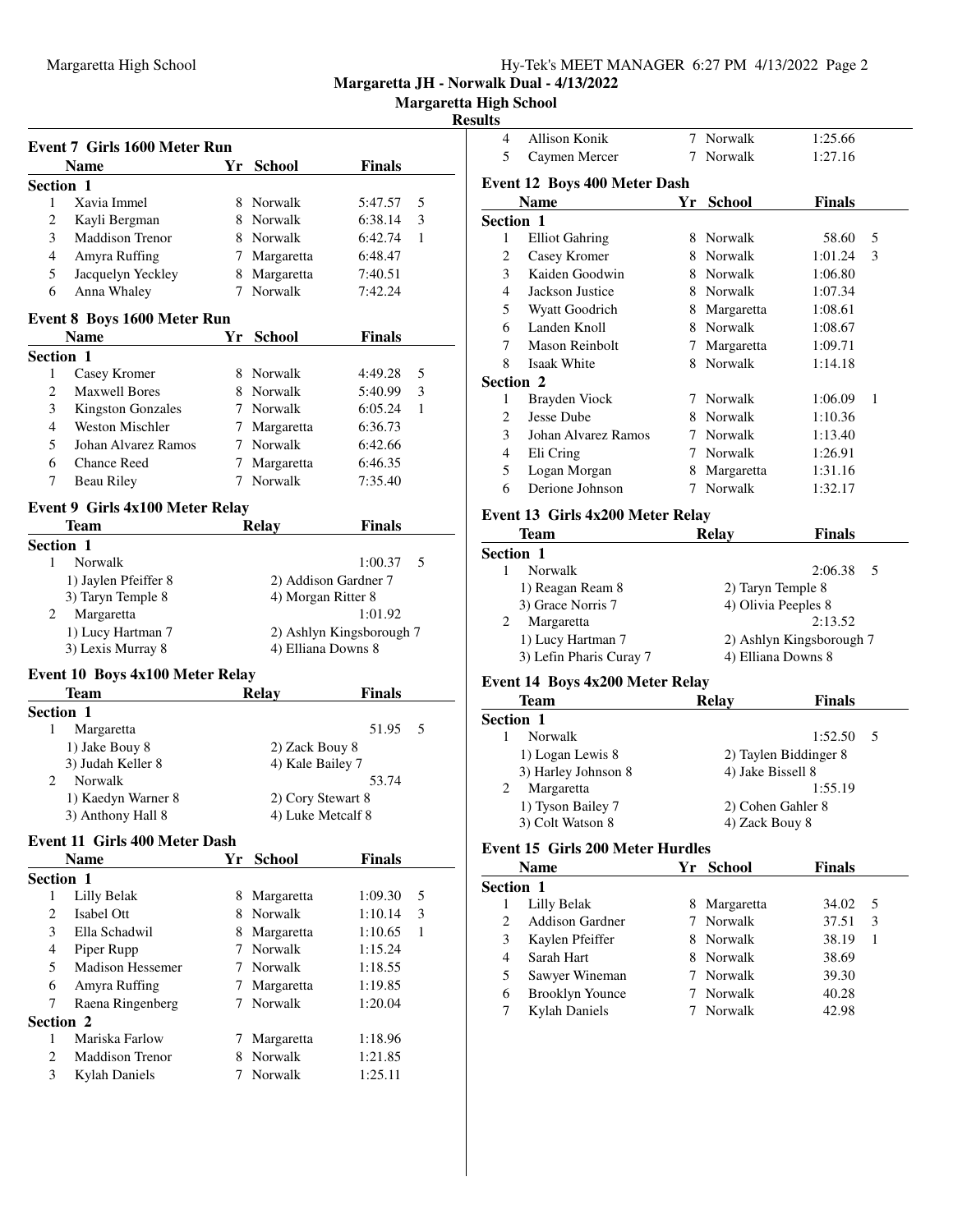## Margaretta JH - Norwalk Dual - 4/13/2022

### Margaretta High School

### Results

#### Event 7 Girls 1600 Meter Run

| | Name | Yr | School | Finals | |
|---|---|---|---|---|---|
| **Section 1** | | | | | |
| 1 | Xavia Immel | 8 | Norwalk | 5:47.57 | 5 |
| 2 | Kayli Bergman | 8 | Norwalk | 6:38.14 | 3 |
| 3 | Maddison Trenor | 8 | Norwalk | 6:42.74 | 1 |
| 4 | Amyra Ruffing | 7 | Margaretta | 6:48.47 | |
| 5 | Jacquelyn Yeckley | 8 | Margaretta | 7:40.51 | |
| 6 | Anna Whaley | 7 | Norwalk | 7:42.24 | |

#### Event 8 Boys 1600 Meter Run

| | Name | Yr | School | Finals | |
|---|---|---|---|---|---|
| **Section 1** | | | | | |
| 1 | Casey Kromer | 8 | Norwalk | 4:49.28 | 5 |
| 2 | Maxwell Bores | 8 | Norwalk | 5:40.99 | 3 |
| 3 | Kingston Gonzales | 7 | Norwalk | 6:05.24 | 1 |
| 4 | Weston Mischler | 7 | Margaretta | 6:36.73 | |
| 5 | Johan Alvarez Ramos | 7 | Norwalk | 6:42.66 | |
| 6 | Chance Reed | 7 | Margaretta | 6:46.35 | |
| 7 | Beau Riley | 7 | Norwalk | 7:35.40 | |

#### Event 9 Girls 4x100 Meter Relay

| | Team | Relay | Finals | |
|---|---|---|---|---|
| **Section 1** | | | | |
| 1 | Norwalk | | 1:00.37 | 5 |
| | 1) Jaylen Pfeiffer 8 | 2) Addison Gardner 7 | | |
| | 3) Taryn Temple 8 | 4) Morgan Ritter 8 | | |
| 2 | Margaretta | | 1:01.92 | |
| | 1) Lucy Hartman 7 | 2) Ashlyn Kingsborough 7 | | |
| | 3) Lexis Murray 8 | 4) Elliana Downs 8 | | |

#### Event 10 Boys 4x100 Meter Relay

| | Team | Relay | Finals | |
|---|---|---|---|---|
| **Section 1** | | | | |
| 1 | Margaretta | | 51.95 | 5 |
| | 1) Jake Bouy 8 | 2) Zack Bouy 8 | | |
| | 3) Judah Keller 8 | 4) Kale Bailey 7 | | |
| 2 | Norwalk | | 53.74 | |
| | 1) Kaedyn Warner 8 | 2) Cory Stewart 8 | | |
| | 3) Anthony Hall 8 | 4) Luke Metcalf 8 | | |

#### Event 11 Girls 400 Meter Dash

| | Name | Yr | School | Finals | |
|---|---|---|---|---|---|
| **Section 1** | | | | | |
| 1 | Lilly Belak | 8 | Margaretta | 1:09.30 | 5 |
| 2 | Isabel Ott | 8 | Norwalk | 1:10.14 | 3 |
| 3 | Ella Schadwil | 8 | Margaretta | 1:10.65 | 1 |
| 4 | Piper Rupp | 7 | Norwalk | 1:15.24 | |
| 5 | Madison Hessemer | 7 | Norwalk | 1:18.55 | |
| 6 | Amyra Ruffing | 7 | Margaretta | 1:19.85 | |
| 7 | Raena Ringenberg | 7 | Norwalk | 1:20.04 | |
| **Section 2** | | | | | |
| 1 | Mariska Farlow | 7 | Margaretta | 1:18.96 | |
| 2 | Maddison Trenor | 8 | Norwalk | 1:21.85 | |
| 3 | Kylah Daniels | 7 | Norwalk | 1:25.11 | |
| 4 | Allison Konik | 7 | Norwalk | 1:25.66 | |
| 5 | Caymen Mercer | 7 | Norwalk | 1:27.16 | |

#### Event 12 Boys 400 Meter Dash

| | Name | Yr | School | Finals | |
|---|---|---|---|---|---|
| **Section 1** | | | | | |
| 1 | Elliot Gahring | 8 | Norwalk | 58.60 | 5 |
| 2 | Casey Kromer | 8 | Norwalk | 1:01.24 | 3 |
| 3 | Kaiden Goodwin | 8 | Norwalk | 1:06.80 | |
| 4 | Jackson Justice | 8 | Norwalk | 1:07.34 | |
| 5 | Wyatt Goodrich | 8 | Margaretta | 1:08.61 | |
| 6 | Landen Knoll | 8 | Norwalk | 1:08.67 | |
| 7 | Mason Reinbolt | 7 | Margaretta | 1:09.71 | |
| 8 | Isaak White | 8 | Norwalk | 1:14.18 | |
| **Section 2** | | | | | |
| 1 | Brayden Viock | 7 | Norwalk | 1:06.09 | 1 |
| 2 | Jesse Dube | 8 | Norwalk | 1:10.36 | |
| 3 | Johan Alvarez Ramos | 7 | Norwalk | 1:13.40 | |
| 4 | Eli Cring | 7 | Norwalk | 1:26.91 | |
| 5 | Logan Morgan | 8 | Margaretta | 1:31.16 | |
| 6 | Derione Johnson | 7 | Norwalk | 1:32.17 | |

#### Event 13 Girls 4x200 Meter Relay

| | Team | Relay | Finals | |
|---|---|---|---|---|
| **Section 1** | | | | |
| 1 | Norwalk | | 2:06.38 | 5 |
| | 1) Reagan Ream 8 | 2) Taryn Temple 8 | | |
| | 3) Grace Norris 7 | 4) Olivia Peeples 8 | | |
| 2 | Margaretta | | 2:13.52 | |
| | 1) Lucy Hartman 7 | 2) Ashlyn Kingsborough 7 | | |
| | 3) Lefin Pharis Curay 7 | 4) Elliana Downs 8 | | |

#### Event 14 Boys 4x200 Meter Relay

| | Team | Relay | Finals | |
|---|---|---|---|---|
| **Section 1** | | | | |
| 1 | Norwalk | | 1:52.50 | 5 |
| | 1) Logan Lewis 8 | 2) Taylen Biddinger 8 | | |
| | 3) Harley Johnson 8 | 4) Jake Bissell 8 | | |
| 2 | Margaretta | | 1:55.19 | |
| | 1) Tyson Bailey 7 | 2) Cohen Gahler 8 | | |
| | 3) Colt Watson 8 | 4) Zack Bouy 8 | | |

#### Event 15 Girls 200 Meter Hurdles

| | Name | Yr | School | Finals | |
|---|---|---|---|---|---|
| **Section 1** | | | | | |
| 1 | Lilly Belak | 8 | Margaretta | 34.02 | 5 |
| 2 | Addison Gardner | 7 | Norwalk | 37.51 | 3 |
| 3 | Kaylen Pfeiffer | 8 | Norwalk | 38.19 | 1 |
| 4 | Sarah Hart | 8 | Norwalk | 38.69 | |
| 5 | Sawyer Wineman | 7 | Norwalk | 39.30 | |
| 6 | Brooklyn Younce | 7 | Norwalk | 40.28 | |
| 7 | Kylah Daniels | 7 | Norwalk | 42.98 | |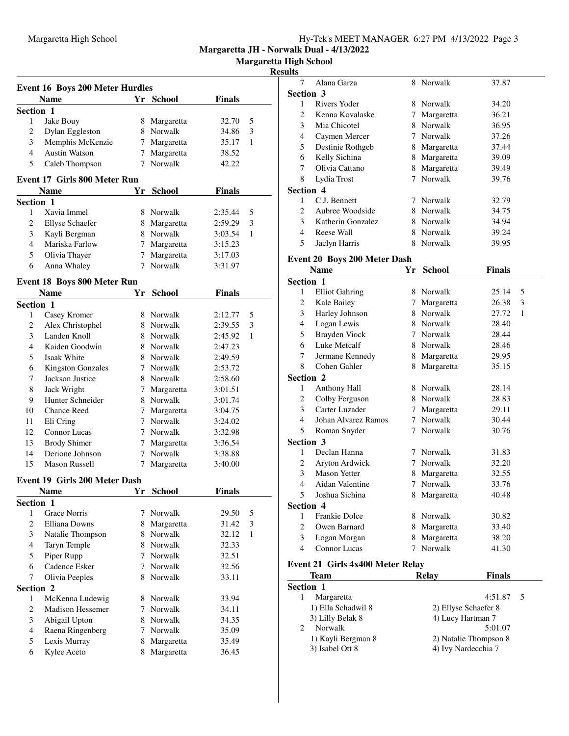Margaretta High School

**Margaretta JH - Norwalk Dual - 4/13/2022**
**Margaretta High School**
**Results**

### Event 16 Boys 200 Meter Hurdles

| | Name | Yr | School | Finals | |
|---|---|---|---|---|---|
| **Section 1** | | | | | |
| 1 | Jake Bouy | 8 | Margaretta | 32.70 | 5 |
| 2 | Dylan Eggleston | 8 | Norwalk | 34.86 | 3 |
| 3 | Memphis McKenzie | 7 | Margaretta | 35.17 | 1 |
| 4 | Austin Watson | 7 | Margaretta | 38.52 | |
| 5 | Caleb Thompson | 7 | Norwalk | 42.22 | |

### Event 17 Girls 800 Meter Run

| | Name | Yr | School | Finals | |
|---|---|---|---|---|---|
| **Section 1** | | | | | |
| 1 | Xavia Immel | 8 | Norwalk | 2:35.44 | 5 |
| 2 | Ellyse Schaefer | 8 | Margaretta | 2:59.29 | 3 |
| 3 | Kayli Bergman | 8 | Norwalk | 3:03.54 | 1 |
| 4 | Mariska Farlow | 7 | Margaretta | 3:15.23 | |
| 5 | Olivia Thayer | 7 | Margaretta | 3:17.03 | |
| 6 | Anna Whaley | 7 | Norwalk | 3:31.97 | |

### Event 18 Boys 800 Meter Run

| | Name | Yr | School | Finals | |
|---|---|---|---|---|---|
| **Section 1** | | | | | |
| 1 | Casey Kromer | 8 | Norwalk | 2:12.77 | 5 |
| 2 | Alex Christophel | 8 | Norwalk | 2:39.55 | 3 |
| 3 | Landen Knoll | 8 | Norwalk | 2:45.92 | 1 |
| 4 | Kaiden Goodwin | 8 | Norwalk | 2:47.23 | |
| 5 | Isaak White | 8 | Norwalk | 2:49.59 | |
| 6 | Kingston Gonzales | 7 | Norwalk | 2:53.72 | |
| 7 | Jackson Justice | 8 | Norwalk | 2:58.60 | |
| 8 | Jack Wright | 7 | Margaretta | 3:01.51 | |
| 9 | Hunter Schneider | 8 | Norwalk | 3:01.74 | |
| 10 | Chance Reed | 7 | Margaretta | 3:04.75 | |
| 11 | Eli Cring | 7 | Norwalk | 3:24.02 | |
| 12 | Connor Lucas | 7 | Norwalk | 3:32.98 | |
| 13 | Brody Shimer | 7 | Margaretta | 3:36.54 | |
| 14 | Derione Johnson | 7 | Norwalk | 3:38.88 | |
| 15 | Mason Russell | 7 | Margaretta | 3:40.00 | |

### Event 19 Girls 200 Meter Dash

| | Name | Yr | School | Finals | |
|---|---|---|---|---|---|
| **Section 1** | | | | | |
| 1 | Grace Norris | 7 | Norwalk | 29.50 | 5 |
| 2 | Elliana Downs | 8 | Margaretta | 31.42 | 3 |
| 3 | Natalie Thompson | 8 | Norwalk | 32.12 | 1 |
| 4 | Taryn Temple | 8 | Norwalk | 32.33 | |
| 5 | Piper Rupp | 7 | Norwalk | 32.51 | |
| 6 | Cadence Esker | 7 | Norwalk | 32.56 | |
| 7 | Olivia Peeples | 8 | Norwalk | 33.11 | |
| **Section 2** | | | | | |
| 1 | McKenna Ludewig | 8 | Norwalk | 33.94 | |
| 2 | Madison Hessemer | 7 | Norwalk | 34.11 | |
| 3 | Abigail Upton | 8 | Norwalk | 34.35 | |
| 4 | Raena Ringenberg | 7 | Norwalk | 35.09 | |
| 5 | Lexis Murray | 8 | Margaretta | 35.49 | |
| 6 | Kylee Aceto | 8 | Margaretta | 36.45 | |
| 7 | Alana Garza | 8 | Norwalk | 37.87 | |
| **Section 3** | | | | | |
| 1 | Rivers Yoder | 8 | Norwalk | 34.20 | |
| 2 | Kenna Kovalaske | 7 | Margaretta | 36.21 | |
| 3 | Mia Chicotel | 8 | Norwalk | 36.95 | |
| 4 | Caymen Mercer | 7 | Norwalk | 37.26 | |
| 5 | Destinie Rothgeb | 8 | Margaretta | 37.44 | |
| 6 | Kelly Sichina | 8 | Margaretta | 39.09 | |
| 7 | Olivia Cattano | 8 | Margaretta | 39.49 | |
| 8 | Lydia Trost | 7 | Norwalk | 39.76 | |
| **Section 4** | | | | | |
| 1 | C.J. Bennett | 7 | Norwalk | 32.79 | |
| 2 | Aubree Woodside | 8 | Norwalk | 34.75 | |
| 3 | Katherin Gonzalez | 8 | Norwalk | 34.94 | |
| 4 | Reese Wall | 8 | Norwalk | 39.24 | |
| 5 | Jaclyn Harris | 8 | Norwalk | 39.95 | |

### Event 20 Boys 200 Meter Dash

| | Name | Yr | School | Finals | |
|---|---|---|---|---|---|
| **Section 1** | | | | | |
| 1 | Elliot Gahring | 8 | Norwalk | 25.14 | 5 |
| 2 | Kale Bailey | 7 | Margaretta | 26.38 | 3 |
| 3 | Harley Johnson | 8 | Norwalk | 27.72 | 1 |
| 4 | Logan Lewis | 8 | Norwalk | 28.40 | |
| 5 | Brayden Viock | 7 | Norwalk | 28.44 | |
| 6 | Luke Metcalf | 8 | Norwalk | 28.46 | |
| 7 | Jermane Kennedy | 8 | Margaretta | 29.95 | |
| 8 | Cohen Gahler | 8 | Margaretta | 35.15 | |
| **Section 2** | | | | | |
| 1 | Anthony Hall | 8 | Norwalk | 28.14 | |
| 2 | Colby Ferguson | 8 | Norwalk | 28.83 | |
| 3 | Carter Luzader | 7 | Margaretta | 29.11 | |
| 4 | Johan Alvarez Ramos | 7 | Norwalk | 30.44 | |
| 5 | Roman Snyder | 7 | Norwalk | 30.76 | |
| **Section 3** | | | | | |
| 1 | Declan Hanna | 7 | Norwalk | 31.83 | |
| 2 | Aryton Ardwick | 7 | Norwalk | 32.20 | |
| 3 | Mason Yetter | 8 | Margaretta | 32.55 | |
| 4 | Aidan Valentine | 7 | Norwalk | 33.76 | |
| 5 | Joshua Sichina | 8 | Margaretta | 40.48 | |
| **Section 4** | | | | | |
| 1 | Frankie Dolce | 8 | Norwalk | 30.82 | |
| 2 | Owen Barnard | 8 | Margaretta | 33.40 | |
| 3 | Logan Morgan | 8 | Margaretta | 38.20 | |
| 4 | Connor Lucas | 7 | Norwalk | 41.30 | |

### Event 21 Girls 4x400 Meter Relay

| | Team | Relay | Finals | |
|---|---|---|---|---|
| **Section 1** | | | | |
| 1 | Margaretta | | 4:51.87 | 5 |
| | 1) Ella Schadwil 8 | 2) Ellyse Schaefer 8 | | |
| | 3) Lilly Belak 8 | 4) Lucy Hartman 7 | | |
| 2 | Norwalk | | 5:01.07 | |
| | 1) Kayli Bergman 8 | 2) Natalie Thompson 8 | | |
| | 3) Isabel Ott 8 | 4) Ivy Nardecchia 7 | | |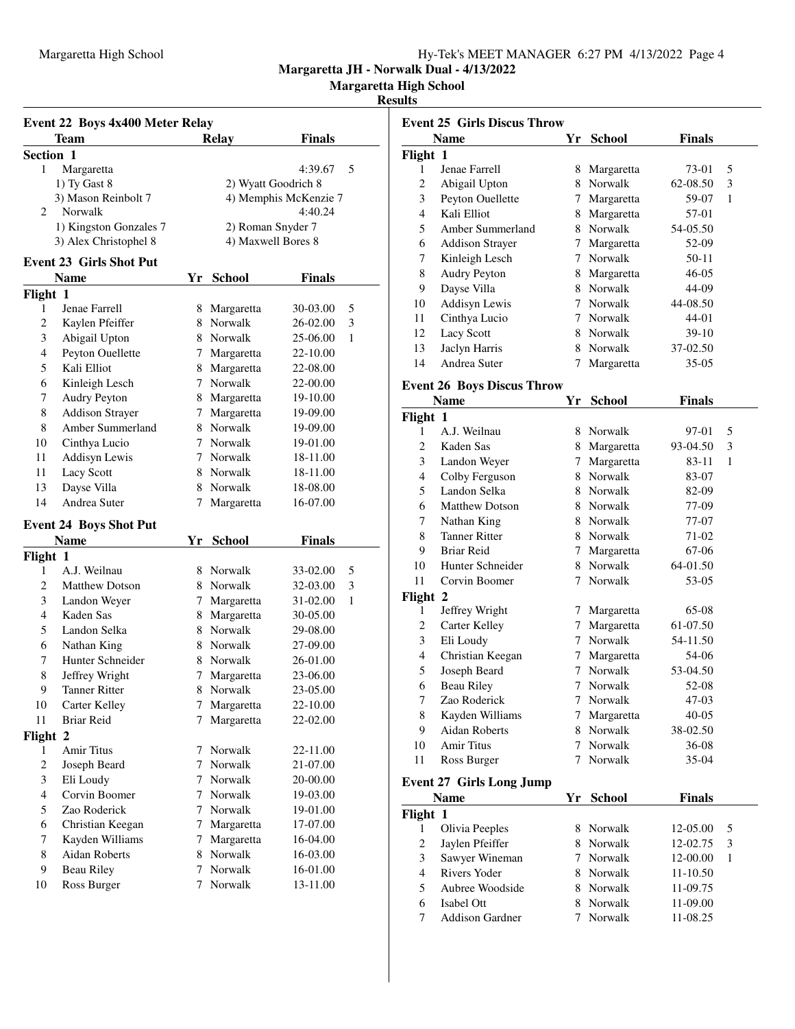## Margaretta JH - Norwalk Dual - 4/13/2022

### Margaretta High School

### Results

#### Event 22 Boys 4x400 Meter Relay

| | Team | Relay | Finals | |
|---|---|---|---|---|
| **Section 1** | | | | |
| 1 | Margaretta | | 4:39.67 | 5 |
| | 1) Ty Gast 8 | 2) Wyatt Goodrich 8 | | |
| | 3) Mason Reinbolt 7 | 4) Memphis McKenzie 7 | | |
| 2 | Norwalk | | 4:40.24 | |
| | 1) Kingston Gonzales 7 | 2) Roman Snyder 7 | | |
| | 3) Alex Christophel 8 | 4) Maxwell Bores 8 | | |

#### Event 23 Girls Shot Put

| | Name | Yr | School | Finals | |
|---|---|---|---|---|---|
| **Flight 1** | | | | | |
| 1 | Jenae Farrell | 8 | Margaretta | 30-03.00 | 5 |
| 2 | Kaylen Pfeiffer | 8 | Norwalk | 26-02.00 | 3 |
| 3 | Abigail Upton | 8 | Norwalk | 25-06.00 | 1 |
| 4 | Peyton Ouellette | 7 | Margaretta | 22-10.00 | |
| 5 | Kali Elliot | 8 | Margaretta | 22-08.00 | |
| 6 | Kinleigh Lesch | 7 | Norwalk | 22-00.00 | |
| 7 | Audry Peyton | 8 | Margaretta | 19-10.00 | |
| 8 | Addison Strayer | 7 | Margaretta | 19-09.00 | |
| 8 | Amber Summerland | 8 | Norwalk | 19-09.00 | |
| 10 | Cinthya Lucio | 7 | Norwalk | 19-01.00 | |
| 11 | Addisyn Lewis | 7 | Norwalk | 18-11.00 | |
| 11 | Lacy Scott | 8 | Norwalk | 18-11.00 | |
| 13 | Dayse Villa | 8 | Norwalk | 18-08.00 | |
| 14 | Andrea Suter | 7 | Margaretta | 16-07.00 | |

#### Event 24 Boys Shot Put

| | Name | Yr | School | Finals | |
|---|---|---|---|---|---|
| **Flight 1** | | | | | |
| 1 | A.J. Weilnau | 8 | Norwalk | 33-02.00 | 5 |
| 2 | Matthew Dotson | 8 | Norwalk | 32-03.00 | 3 |
| 3 | Landon Weyer | 7 | Margaretta | 31-02.00 | 1 |
| 4 | Kaden Sas | 8 | Margaretta | 30-05.00 | |
| 5 | Landon Selka | 8 | Norwalk | 29-08.00 | |
| 6 | Nathan King | 8 | Norwalk | 27-09.00 | |
| 7 | Hunter Schneider | 8 | Norwalk | 26-01.00 | |
| 8 | Jeffrey Wright | 7 | Margaretta | 23-06.00 | |
| 9 | Tanner Ritter | 8 | Norwalk | 23-05.00 | |
| 10 | Carter Kelley | 7 | Margaretta | 22-10.00 | |
| 11 | Briar Reid | 7 | Margaretta | 22-02.00 | |
| **Flight 2** | | | | | |
| 1 | Amir Titus | 7 | Norwalk | 22-11.00 | |
| 2 | Joseph Beard | 7 | Norwalk | 21-07.00 | |
| 3 | Eli Loudy | 7 | Norwalk | 20-00.00 | |
| 4 | Corvin Boomer | 7 | Norwalk | 19-03.00 | |
| 5 | Zao Roderick | 7 | Norwalk | 19-01.00 | |
| 6 | Christian Keegan | 7 | Margaretta | 17-07.00 | |
| 7 | Kayden Williams | 7 | Margaretta | 16-04.00 | |
| 8 | Aidan Roberts | 8 | Norwalk | 16-03.00 | |
| 9 | Beau Riley | 7 | Norwalk | 16-01.00 | |
| 10 | Ross Burger | 7 | Norwalk | 13-11.00 | |

#### Event 25 Girls Discus Throw

| | Name | Yr | School | Finals | |
|---|---|---|---|---|---|
| **Flight 1** | | | | | |
| 1 | Jenae Farrell | 8 | Margaretta | 73-01 | 5 |
| 2 | Abigail Upton | 8 | Norwalk | 62-08.50 | 3 |
| 3 | Peyton Ouellette | 7 | Margaretta | 59-07 | 1 |
| 4 | Kali Elliot | 8 | Margaretta | 57-01 | |
| 5 | Amber Summerland | 8 | Norwalk | 54-05.50 | |
| 6 | Addison Strayer | 7 | Margaretta | 52-09 | |
| 7 | Kinleigh Lesch | 7 | Norwalk | 50-11 | |
| 8 | Audry Peyton | 8 | Margaretta | 46-05 | |
| 9 | Dayse Villa | 8 | Norwalk | 44-09 | |
| 10 | Addisyn Lewis | 7 | Norwalk | 44-08.50 | |
| 11 | Cinthya Lucio | 7 | Norwalk | 44-01 | |
| 12 | Lacy Scott | 8 | Norwalk | 39-10 | |
| 13 | Jaclyn Harris | 8 | Norwalk | 37-02.50 | |
| 14 | Andrea Suter | 7 | Margaretta | 35-05 | |

#### Event 26 Boys Discus Throw

| | Name | Yr | School | Finals | |
|---|---|---|---|---|---|
| **Flight 1** | | | | | |
| 1 | A.J. Weilnau | 8 | Norwalk | 97-01 | 5 |
| 2 | Kaden Sas | 8 | Margaretta | 93-04.50 | 3 |
| 3 | Landon Weyer | 7 | Margaretta | 83-11 | 1 |
| 4 | Colby Ferguson | 8 | Norwalk | 83-07 | |
| 5 | Landon Selka | 8 | Norwalk | 82-09 | |
| 6 | Matthew Dotson | 8 | Norwalk | 77-09 | |
| 7 | Nathan King | 8 | Norwalk | 77-07 | |
| 8 | Tanner Ritter | 8 | Norwalk | 71-02 | |
| 9 | Briar Reid | 7 | Margaretta | 67-06 | |
| 10 | Hunter Schneider | 8 | Norwalk | 64-01.50 | |
| 11 | Corvin Boomer | 7 | Norwalk | 53-05 | |
| **Flight 2** | | | | | |
| 1 | Jeffrey Wright | 7 | Margaretta | 65-08 | |
| 2 | Carter Kelley | 7 | Margaretta | 61-07.50 | |
| 3 | Eli Loudy | 7 | Norwalk | 54-11.50 | |
| 4 | Christian Keegan | 7 | Margaretta | 54-06 | |
| 5 | Joseph Beard | 7 | Norwalk | 53-04.50 | |
| 6 | Beau Riley | 7 | Norwalk | 52-08 | |
| 7 | Zao Roderick | 7 | Norwalk | 47-03 | |
| 8 | Kayden Williams | 7 | Margaretta | 40-05 | |
| 9 | Aidan Roberts | 8 | Norwalk | 38-02.50 | |
| 10 | Amir Titus | 7 | Norwalk | 36-08 | |
| 11 | Ross Burger | 7 | Norwalk | 35-04 | |

#### Event 27 Girls Long Jump

| | Name | Yr | School | Finals | |
|---|---|---|---|---|---|
| **Flight 1** | | | | | |
| 1 | Olivia Peeples | 8 | Norwalk | 12-05.00 | 5 |
| 2 | Jaylen Pfeiffer | 8 | Norwalk | 12-02.75 | 3 |
| 3 | Sawyer Wineman | 7 | Norwalk | 12-00.00 | 1 |
| 4 | Rivers Yoder | 8 | Norwalk | 11-10.50 | |
| 5 | Aubree Woodside | 8 | Norwalk | 11-09.75 | |
| 6 | Isabel Ott | 8 | Norwalk | 11-09.00 | |
| 7 | Addison Gardner | 7 | Norwalk | 11-08.25 | |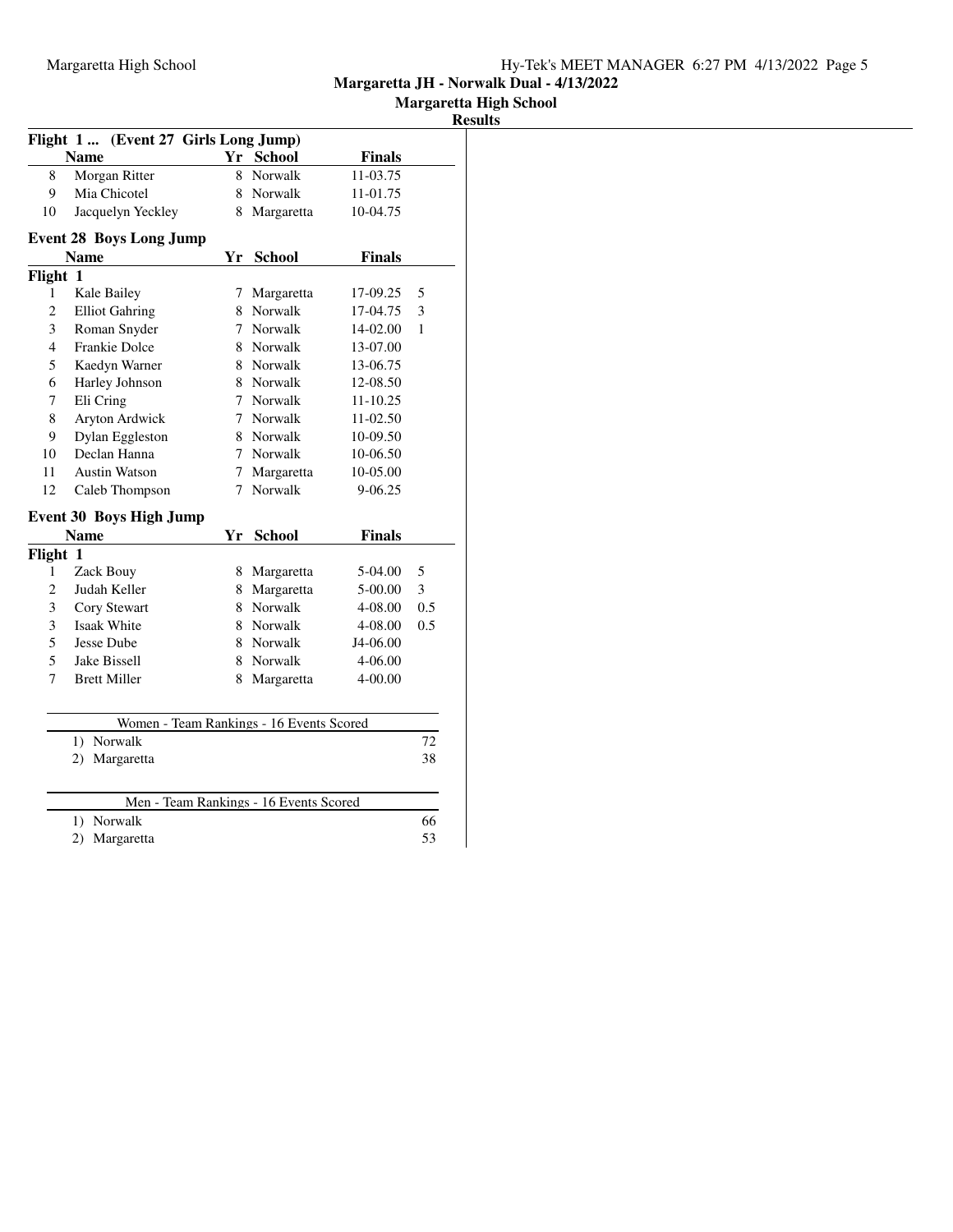Margaretta JH - Norwalk Dual - 4/13/2022

Margaretta High School

**Results**

### Flight 1 ... (Event 27 Girls Long Jump)

| | Name | Yr | School | Finals | |
|---|---|---|---|---|---|
| 8 | Morgan Ritter | 8 | Norwalk | 11-03.75 | |
| 9 | Mia Chicotel | 8 | Norwalk | 11-01.75 | |
| 10 | Jacquelyn Yeckley | 8 | Margaretta | 10-04.75 | |

### Event 28 Boys Long Jump

| | Name | Yr | School | Finals | |
|---|---|---|---|---|---|
| **Flight 1** | | | | | |
| 1 | Kale Bailey | 7 | Margaretta | 17-09.25 | 5 |
| 2 | Elliot Gahring | 8 | Norwalk | 17-04.75 | 3 |
| 3 | Roman Snyder | 7 | Norwalk | 14-02.00 | 1 |
| 4 | Frankie Dolce | 8 | Norwalk | 13-07.00 | |
| 5 | Kaedyn Warner | 8 | Norwalk | 13-06.75 | |
| 6 | Harley Johnson | 8 | Norwalk | 12-08.50 | |
| 7 | Eli Cring | 7 | Norwalk | 11-10.25 | |
| 8 | Aryton Ardwick | 7 | Norwalk | 11-02.50 | |
| 9 | Dylan Eggleston | 8 | Norwalk | 10-09.50 | |
| 10 | Declan Hanna | 7 | Norwalk | 10-06.50 | |
| 11 | Austin Watson | 7 | Margaretta | 10-05.00 | |
| 12 | Caleb Thompson | 7 | Norwalk | 9-06.25 | |

### Event 30 Boys High Jump

| | Name | Yr | School | Finals | |
|---|---|---|---|---|---|
| **Flight 1** | | | | | |
| 1 | Zack Bouy | 8 | Margaretta | 5-04.00 | 5 |
| 2 | Judah Keller | 8 | Margaretta | 5-00.00 | 3 |
| 3 | Cory Stewart | 8 | Norwalk | 4-08.00 | 0.5 |
| 3 | Isaak White | 8 | Norwalk | 4-08.00 | 0.5 |
| 5 | Jesse Dube | 8 | Norwalk | J4-06.00 | |
| 5 | Jake Bissell | 8 | Norwalk | 4-06.00 | |
| 7 | Brett Miller | 8 | Margaretta | 4-00.00 | |

| Women - Team Rankings - 16 Events Scored | |
|---|---|
| 1) Norwalk | 72 |
| 2) Margaretta | 38 |

| Men - Team Rankings - 16 Events Scored | |
|---|---|
| 1) Norwalk | 66 |
| 2) Margaretta | 53 |